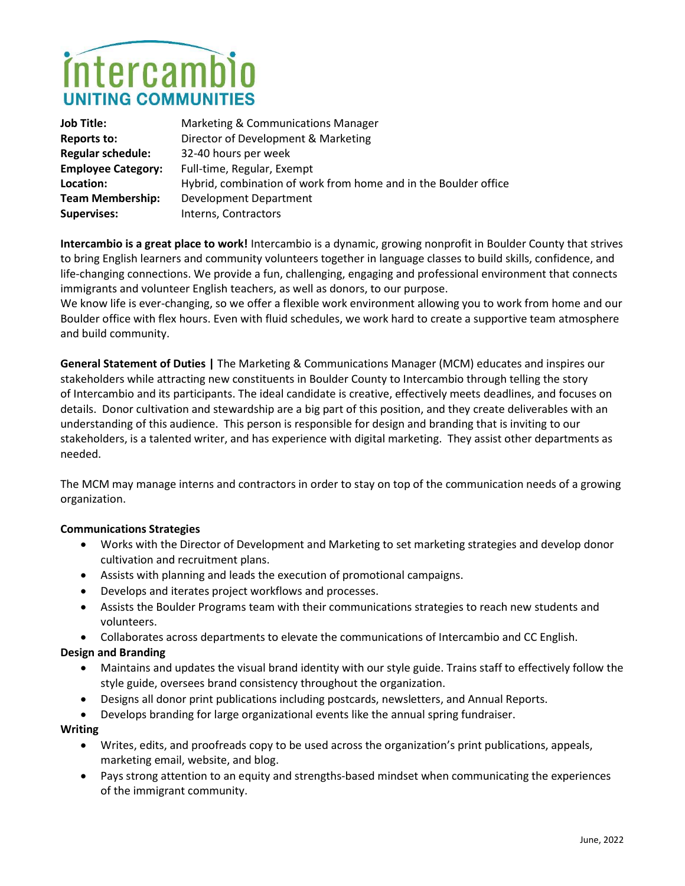# Intercambio
## UNITING COMMUNITIES

| | |
|---|---|
| **Job Title:** | Marketing & Communications Manager |
| **Reports to:** | Director of Development & Marketing |
| **Regular schedule:** | 32-40 hours per week |
| **Employee Category:** | Full-time, Regular, Exempt |
| **Location:** | Hybrid, combination of work from home and in the Boulder office |
| **Team Membership:** | Development Department |
| **Supervises:** | Interns, Contractors |

**Intercambio is a great place to work!** Intercambio is a dynamic, growing nonprofit in Boulder County that strives to bring English learners and community volunteers together in language classes to build skills, confidence, and life-changing connections. We provide a fun, challenging, engaging and professional environment that connects immigrants and volunteer English teachers, as well as donors, to our purpose.
We know life is ever-changing, so we offer a flexible work environment allowing you to work from home and our Boulder office with flex hours. Even with fluid schedules, we work hard to create a supportive team atmosphere and build community.

**General Statement of Duties |** The Marketing & Communications Manager (MCM) educates and inspires our stakeholders while attracting new constituents in Boulder County to Intercambio through telling the story of Intercambio and its participants. The ideal candidate is creative, effectively meets deadlines, and focuses on details. Donor cultivation and stewardship are a big part of this position, and they create deliverables with an understanding of this audience. This person is responsible for design and branding that is inviting to our stakeholders, is a talented writer, and has experience with digital marketing. They assist other departments as needed.

The MCM may manage interns and contractors in order to stay on top of the communication needs of a growing organization.

**Communications Strategies**

- Works with the Director of Development and Marketing to set marketing strategies and develop donor cultivation and recruitment plans.
- Assists with planning and leads the execution of promotional campaigns.
- Develops and iterates project workflows and processes.
- Assists the Boulder Programs team with their communications strategies to reach new students and volunteers.
- Collaborates across departments to elevate the communications of Intercambio and CC English.

**Design and Branding**

- Maintains and updates the visual brand identity with our style guide. Trains staff to effectively follow the style guide, oversees brand consistency throughout the organization.
- Designs all donor print publications including postcards, newsletters, and Annual Reports.
- Develops branding for large organizational events like the annual spring fundraiser.

**Writing**

- Writes, edits, and proofreads copy to be used across the organization's print publications, appeals, marketing email, website, and blog.
- Pays strong attention to an equity and strengths-based mindset when communicating the experiences of the immigrant community.

June, 2022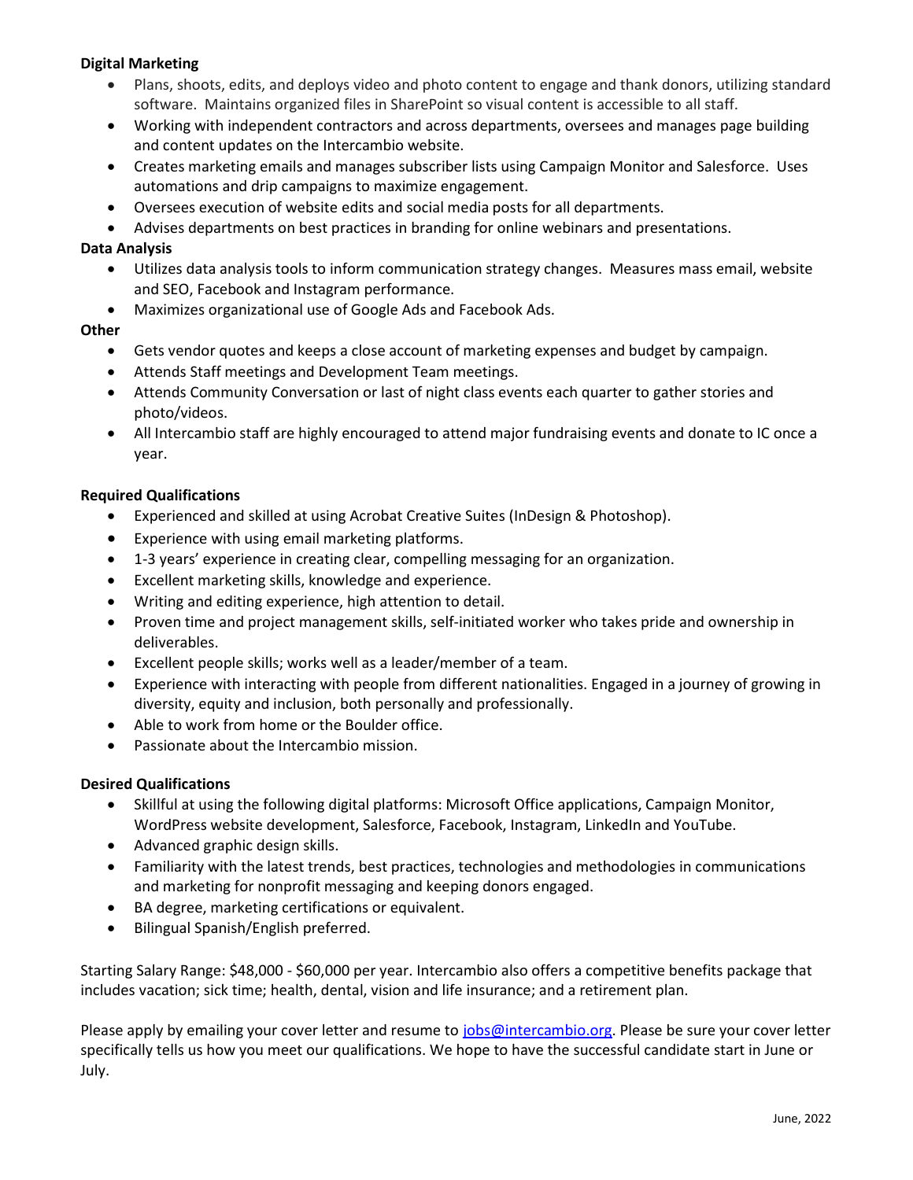**Digital Marketing**

- Plans, shoots, edits, and deploys video and photo content to engage and thank donors, utilizing standard software. Maintains organized files in SharePoint so visual content is accessible to all staff.
- Working with independent contractors and across departments, oversees and manages page building and content updates on the Intercambio website.
- Creates marketing emails and manages subscriber lists using Campaign Monitor and Salesforce. Uses automations and drip campaigns to maximize engagement.
- Oversees execution of website edits and social media posts for all departments.
- Advises departments on best practices in branding for online webinars and presentations.

**Data Analysis**

- Utilizes data analysis tools to inform communication strategy changes. Measures mass email, website and SEO, Facebook and Instagram performance.
- Maximizes organizational use of Google Ads and Facebook Ads.

**Other**

- Gets vendor quotes and keeps a close account of marketing expenses and budget by campaign.
- Attends Staff meetings and Development Team meetings.
- Attends Community Conversation or last of night class events each quarter to gather stories and photo/videos.
- All Intercambio staff are highly encouraged to attend major fundraising events and donate to IC once a year.

**Required Qualifications**

- Experienced and skilled at using Acrobat Creative Suites (InDesign & Photoshop).
- Experience with using email marketing platforms.
- 1-3 years' experience in creating clear, compelling messaging for an organization.
- Excellent marketing skills, knowledge and experience.
- Writing and editing experience, high attention to detail.
- Proven time and project management skills, self-initiated worker who takes pride and ownership in deliverables.
- Excellent people skills; works well as a leader/member of a team.
- Experience with interacting with people from different nationalities. Engaged in a journey of growing in diversity, equity and inclusion, both personally and professionally.
- Able to work from home or the Boulder office.
- Passionate about the Intercambio mission.

**Desired Qualifications**

- Skillful at using the following digital platforms: Microsoft Office applications, Campaign Monitor, WordPress website development, Salesforce, Facebook, Instagram, LinkedIn and YouTube.
- Advanced graphic design skills.
- Familiarity with the latest trends, best practices, technologies and methodologies in communications and marketing for nonprofit messaging and keeping donors engaged.
- BA degree, marketing certifications or equivalent.
- Bilingual Spanish/English preferred.

Starting Salary Range: $48,000 - $60,000 per year. Intercambio also offers a competitive benefits package that includes vacation; sick time; health, dental, vision and life insurance; and a retirement plan.

Please apply by emailing your cover letter and resume to [jobs@intercambio.org](mailto:jobs@intercambio.org). Please be sure your cover letter specifically tells us how you meet our qualifications. We hope to have the successful candidate start in June or July.

June, 2022